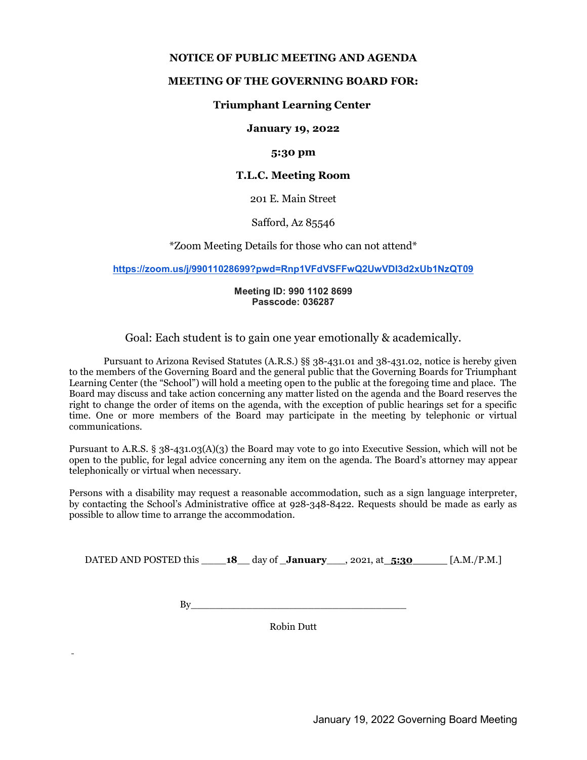**NOTICE OF PUBLIC MEETING AND AGENDA**

**MEETING OF THE GOVERNING BOARD FOR:**

**Triumphant Learning Center**

**January 19, 2022**

**5:30 pm**

**T.L.C. Meeting Room**

201 E. Main Street

Safford, Az 85546

*Zoom Meeting Details for those who can not attend*

https://zoom.us/j/99011028699?pwd=Rnp1VFdVSFFwQ2UwVDI3d2xUb1NzQT09

**Meeting ID: 990 1102 8699**
**Passcode: 036287**

Goal: Each student is to gain one year emotionally & academically.

Pursuant to Arizona Revised Statutes (A.R.S.) §§ 38-431.01 and 38-431.02, notice is hereby given to the members of the Governing Board and the general public that the Governing Boards for Triumphant Learning Center (the "School") will hold a meeting open to the public at the foregoing time and place. The Board may discuss and take action concerning any matter listed on the agenda and the Board reserves the right to change the order of items on the agenda, with the exception of public hearings set for a specific time. One or more members of the Board may participate in the meeting by telephonic or virtual communications.

Pursuant to A.R.S. § 38-431.03(A)(3) the Board may vote to go into Executive Session, which will not be open to the public, for legal advice concerning any item on the agenda. The Board's attorney may appear telephonically or virtual when necessary.

Persons with a disability may request a reasonable accommodation, such as a sign language interpreter, by contacting the School's Administrative office at 928-348-8422. Requests should be made as early as possible to allow time to arrange the accommodation.

DATED AND POSTED this ____**18**__ day of _**January**___, 2021, at_**5:30**______ [A.M./P.M.]

By_____________________________________

Robin Dutt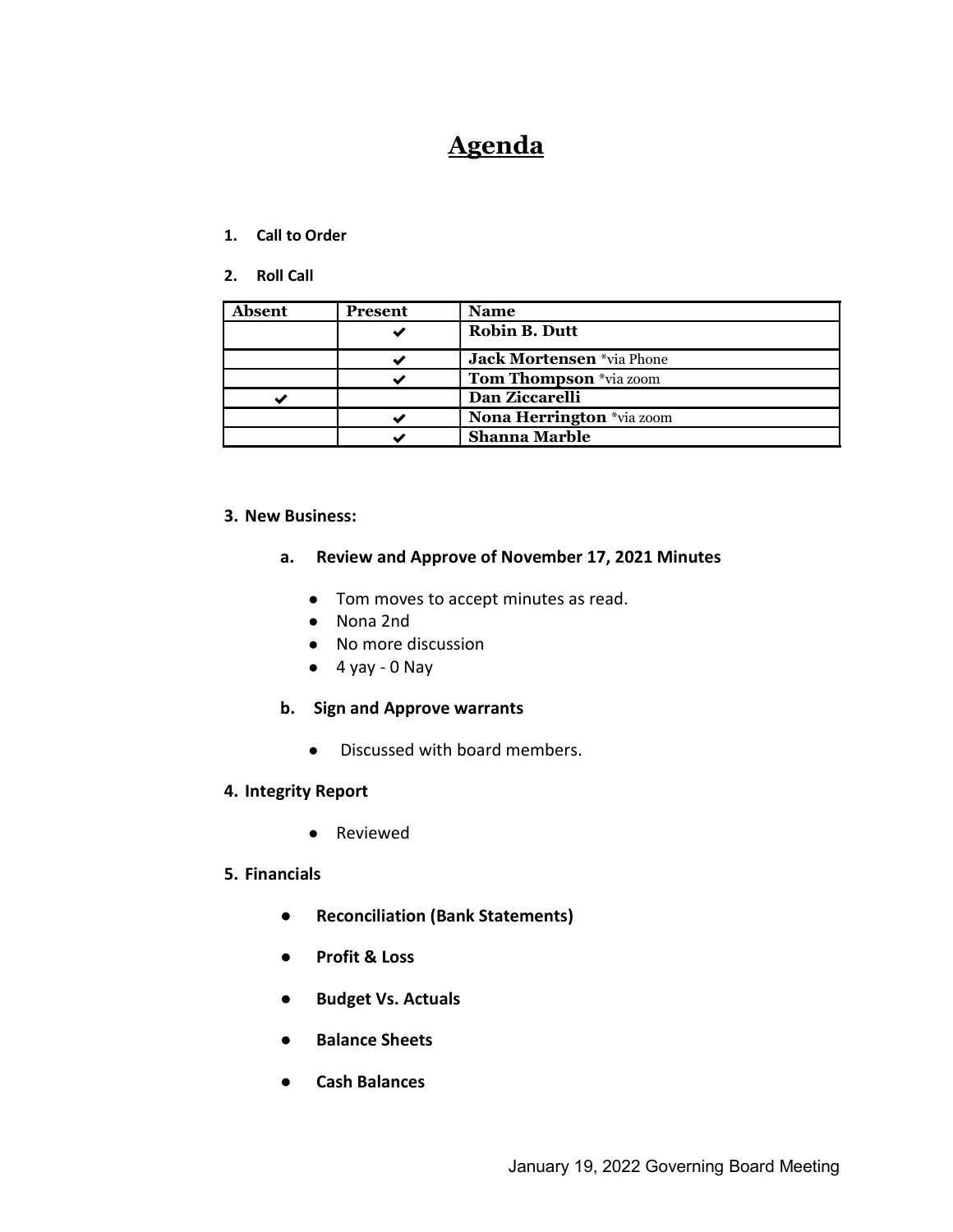# Agenda

1. **Call to Order**

2. **Roll Call**

| Absent | Present | Name |
|---|---|---|
| | ✔ | **Robin B. Dutt** |
| | ✔ | **Jack Mortensen** *via Phone |
| | ✔ | **Tom Thompson** *via zoom |
| ✔ | | **Dan Ziccarelli** |
| | ✔ | **Nona Herrington** *via zoom |
| | ✔ | **Shanna Marble** |

3. **New Business:**

   a. **Review and Approve of November 17, 2021 Minutes**

      - Tom moves to accept minutes as read.
      - Nona 2nd
      - No more discussion
      - 4 yay - 0 Nay

   b. **Sign and Approve warrants**

      - Discussed with board members.

4. **Integrity Report**

   - Reviewed

5. **Financials**

   - **Reconciliation (Bank Statements)**
   - **Profit & Loss**
   - **Budget Vs. Actuals**
   - **Balance Sheets**
   - **Cash Balances**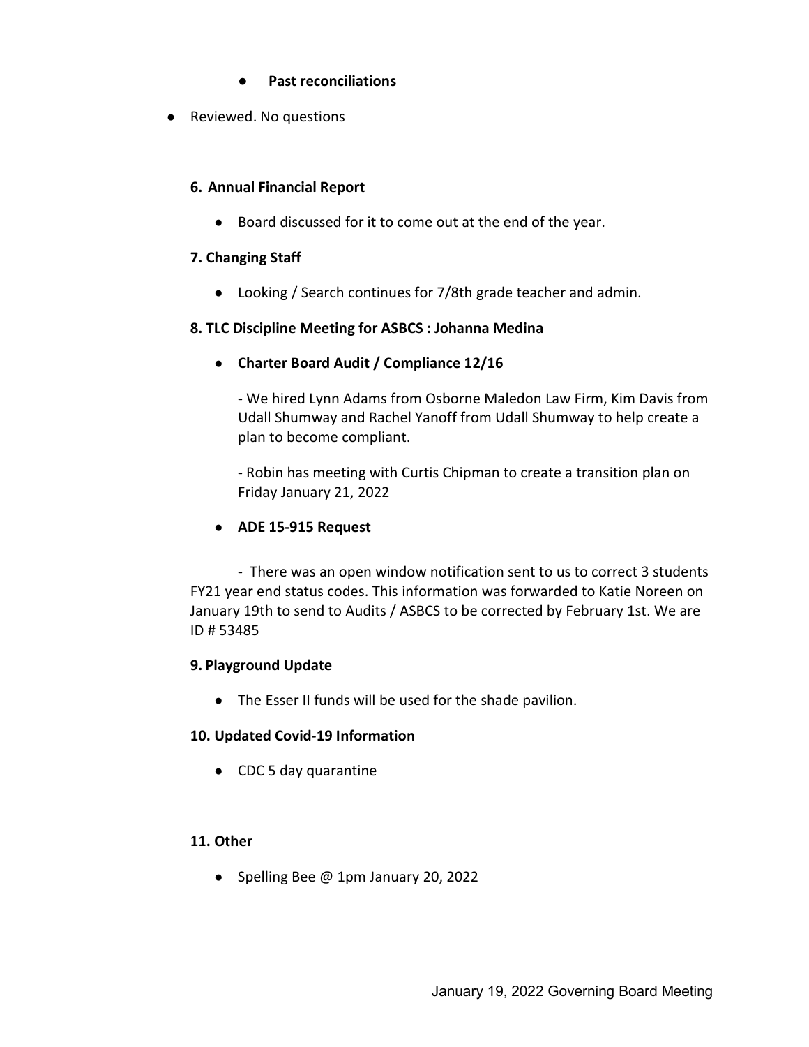- **Past reconciliations**

- Reviewed. No questions

**6. Annual Financial Report**

- Board discussed for it to come out at the end of the year.

**7. Changing Staff**

- Looking / Search continues for 7/8th grade teacher and admin.

**8. TLC Discipline Meeting for ASBCS : Johanna Medina**

- **Charter Board Audit / Compliance 12/16**

  - We hired Lynn Adams from Osborne Maledon Law Firm, Kim Davis from Udall Shumway and Rachel Yanoff from Udall Shumway to help create a plan to become compliant.

  - Robin has meeting with Curtis Chipman to create a transition plan on Friday January 21, 2022

- **ADE 15-915 Request**

  - There was an open window notification sent to us to correct 3 students FY21 year end status codes. This information was forwarded to Katie Noreen on January 19th to send to Audits / ASBCS to be corrected by February 1st. We are ID # 53485

**9. Playground Update**

- The Esser II funds will be used for the shade pavilion.

**10. Updated Covid-19 Information**

- CDC 5 day quarantine

**11. Other**

- Spelling Bee @ 1pm January 20, 2022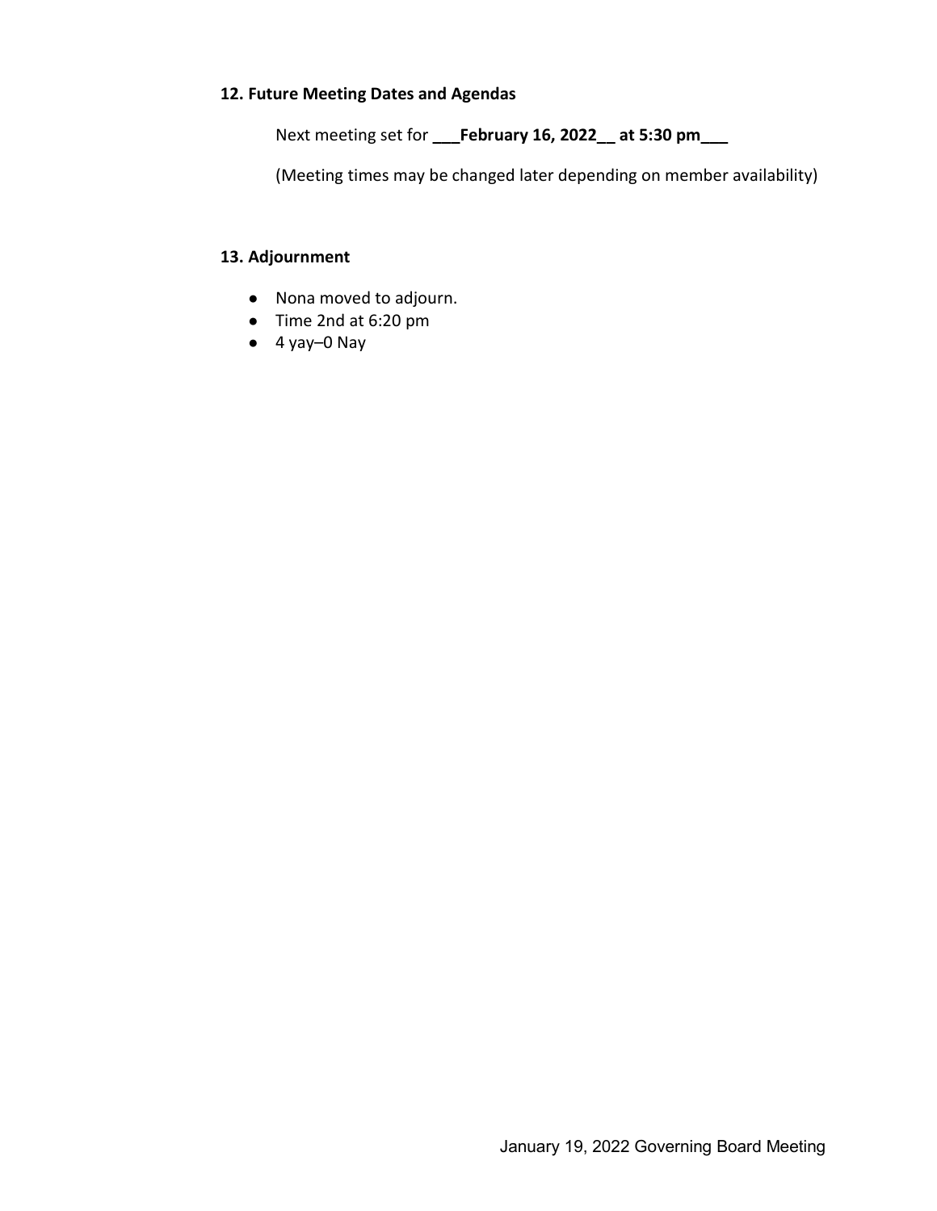### 12. Future Meeting Dates and Agendas

Next meeting set for **___February 16, 2022__ at 5:30 pm___**

(Meeting times may be changed later depending on member availability)

### 13. Adjournment

- Nona moved to adjourn.
- Time 2nd at 6:20 pm
- 4 yay–0 Nay